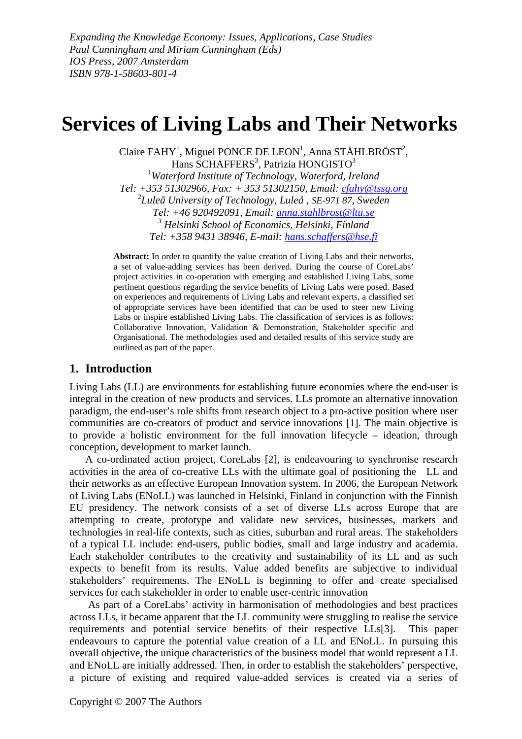*Expanding the Knowledge Economy: Issues, Applications, Case Studies*
*Paul Cunningham and Miriam Cunningham (Eds)*
*IOS Press, 2007 Amsterdam*
*ISBN 978-1-58603-801-4*

# Services of Living Labs and Their Networks

Claire FAHY[1], Miguel PONCE DE LEON[1], Anna STÅHLBRÖST[2], Hans SCHAFFERS[3], Patrizia HONGISTO[3]

[1]*Waterford Institute of Technology, Waterford, Ireland*
*Tel: +353 51302966, Fax: + 353 51302150, Email: cfahy@tssg.org*
[2]*Luleå University of Technology, Luleå , SE-971 87, Sweden*
*Tel: +46 920492091, Email: anna.stahlbrost@ltu.se*
[3] *Helsinki School of Economics, Helsinki, Finland*
*Tel: +358 9431 38946, E-mail: hans.schaffers@hse.fi*

**Abstract:** In order to quantify the value creation of Living Labs and their networks, a set of value-adding services has been derived. During the course of CoreLabs' project activities in co-operation with emerging and established Living Labs, some pertinent questions regarding the service benefits of Living Labs were posed. Based on experiences and requirements of Living Labs and relevant experts, a classified set of appropriate services have been identified that can be used to steer new Living Labs or inspire established Living Labs. The classification of services is as follows: Collaborative Innovation, Validation & Demonstration, Stakeholder specific and Organisational. The methodologies used and detailed results of this service study are outlined as part of the paper.

## 1. Introduction

Living Labs (LL) are environments for establishing future economies where the end-user is integral in the creation of new products and services. LLs promote an alternative innovation paradigm, the end-user's role shifts from research object to a pro-active position where user communities are co-creators of product and service innovations [1]. The main objective is to provide a holistic environment for the full innovation lifecycle – ideation, through conception, development to market launch.

A co-ordinated action project, CoreLabs [2], is endeavouring to synchronise research activities in the area of co-creative LLs with the ultimate goal of positioning the LL and their networks as an effective European Innovation system. In 2006, the European Network of Living Labs (ENoLL) was launched in Helsinki, Finland in conjunction with the Finnish EU presidency. The network consists of a set of diverse LLs across Europe that are attempting to create, prototype and validate new services, businesses, markets and technologies in real-life contexts, such as cities, suburban and rural areas. The stakeholders of a typical LL include: end-users, public bodies, small and large industry and academia. Each stakeholder contributes to the creativity and sustainability of its LL and as such expects to benefit from its results. Value added benefits are subjective to individual stakeholders' requirements. The ENoLL is beginning to offer and create specialised services for each stakeholder in order to enable user-centric innovation

As part of a CoreLabs' activity in harmonisation of methodologies and best practices across LLs, it became apparent that the LL community were struggling to realise the service requirements and potential service benefits of their respective LLs[3]. This paper endeavours to capture the potential value creation of a LL and ENoLL. In pursuing this overall objective, the unique characteristics of the business model that would represent a LL and ENoLL are initially addressed. Then, in order to establish the stakeholders' perspective, a picture of existing and required value-added services is created via a series of

Copyright © 2007 The Authors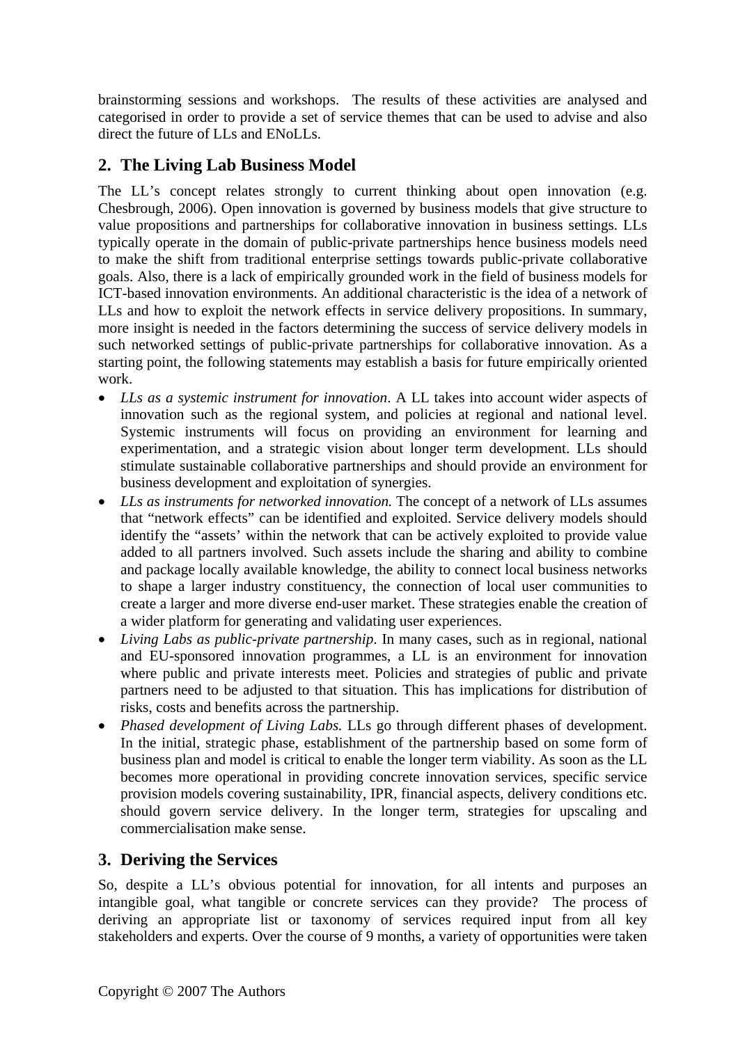brainstorming sessions and workshops. The results of these activities are analysed and categorised in order to provide a set of service themes that can be used to advise and also direct the future of LLs and ENoLLs.

## 2. The Living Lab Business Model

The LL's concept relates strongly to current thinking about open innovation (e.g. Chesbrough, 2006). Open innovation is governed by business models that give structure to value propositions and partnerships for collaborative innovation in business settings. LLs typically operate in the domain of public-private partnerships hence business models need to make the shift from traditional enterprise settings towards public-private collaborative goals. Also, there is a lack of empirically grounded work in the field of business models for ICT-based innovation environments. An additional characteristic is the idea of a network of LLs and how to exploit the network effects in service delivery propositions. In summary, more insight is needed in the factors determining the success of service delivery models in such networked settings of public-private partnerships for collaborative innovation. As a starting point, the following statements may establish a basis for future empirically oriented work.

- *LLs as a systemic instrument for innovation*. A LL takes into account wider aspects of innovation such as the regional system, and policies at regional and national level. Systemic instruments will focus on providing an environment for learning and experimentation, and a strategic vision about longer term development. LLs should stimulate sustainable collaborative partnerships and should provide an environment for business development and exploitation of synergies.
- *LLs as instruments for networked innovation.* The concept of a network of LLs assumes that "network effects" can be identified and exploited. Service delivery models should identify the "assets' within the network that can be actively exploited to provide value added to all partners involved. Such assets include the sharing and ability to combine and package locally available knowledge, the ability to connect local business networks to shape a larger industry constituency, the connection of local user communities to create a larger and more diverse end-user market. These strategies enable the creation of a wider platform for generating and validating user experiences.
- *Living Labs as public-private partnership.* In many cases, such as in regional, national and EU-sponsored innovation programmes, a LL is an environment for innovation where public and private interests meet. Policies and strategies of public and private partners need to be adjusted to that situation. This has implications for distribution of risks, costs and benefits across the partnership.
- *Phased development of Living Labs.* LLs go through different phases of development. In the initial, strategic phase, establishment of the partnership based on some form of business plan and model is critical to enable the longer term viability. As soon as the LL becomes more operational in providing concrete innovation services, specific service provision models covering sustainability, IPR, financial aspects, delivery conditions etc. should govern service delivery. In the longer term, strategies for upscaling and commercialisation make sense.

## 3. Deriving the Services

So, despite a LL's obvious potential for innovation, for all intents and purposes an intangible goal, what tangible or concrete services can they provide? The process of deriving an appropriate list or taxonomy of services required input from all key stakeholders and experts. Over the course of 9 months, a variety of opportunities were taken

Copyright © 2007 The Authors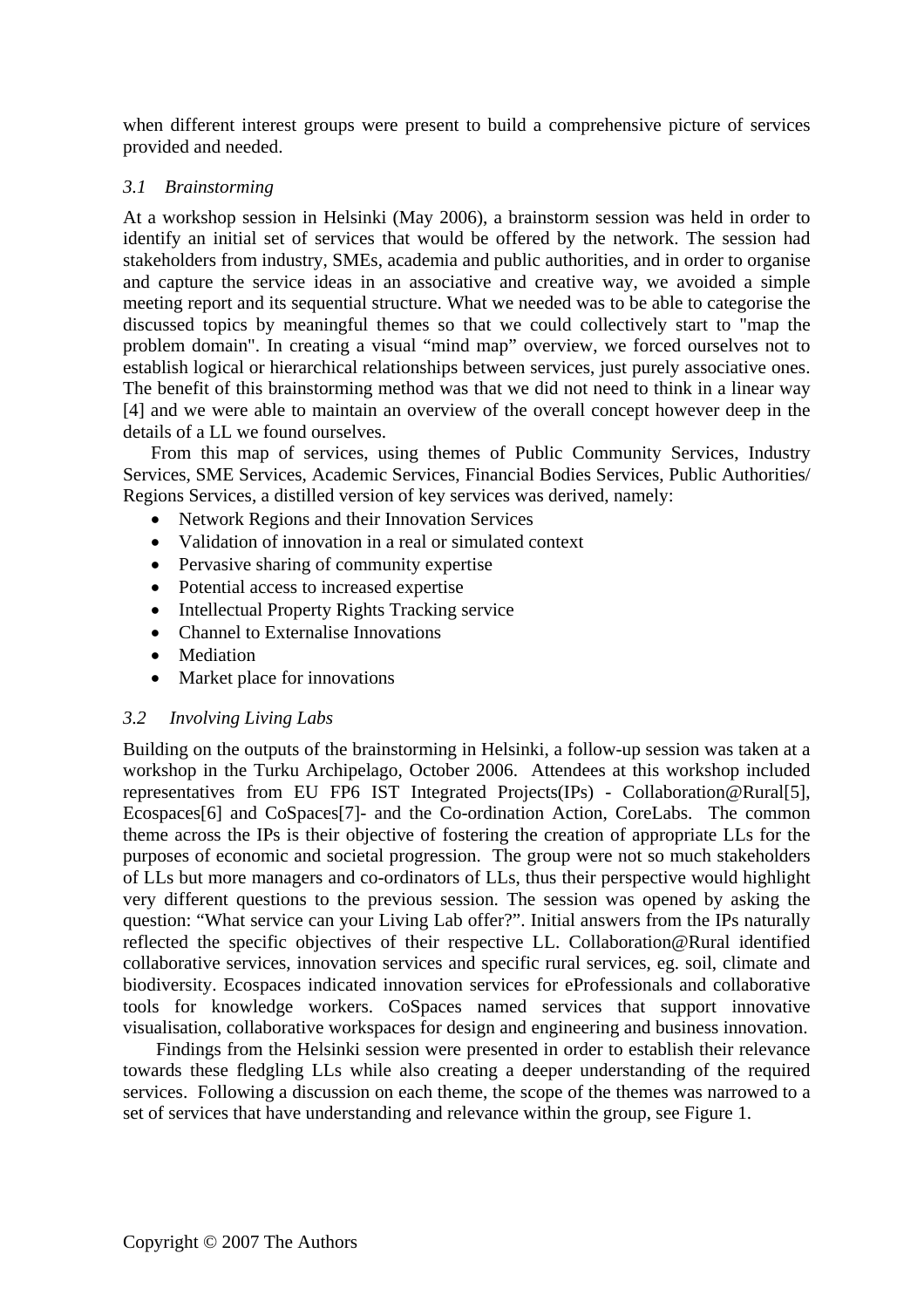when different interest groups were present to build a comprehensive picture of services provided and needed.

### *3.1 Brainstorming*

At a workshop session in Helsinki (May 2006), a brainstorm session was held in order to identify an initial set of services that would be offered by the network. The session had stakeholders from industry, SMEs, academia and public authorities, and in order to organise and capture the service ideas in an associative and creative way, we avoided a simple meeting report and its sequential structure. What we needed was to be able to categorise the discussed topics by meaningful themes so that we could collectively start to "map the problem domain". In creating a visual "mind map" overview, we forced ourselves not to establish logical or hierarchical relationships between services, just purely associative ones. The benefit of this brainstorming method was that we did not need to think in a linear way [4] and we were able to maintain an overview of the overall concept however deep in the details of a LL we found ourselves.

From this map of services, using themes of Public Community Services, Industry Services, SME Services, Academic Services, Financial Bodies Services, Public Authorities/ Regions Services, a distilled version of key services was derived, namely:

- Network Regions and their Innovation Services
- Validation of innovation in a real or simulated context
- Pervasive sharing of community expertise
- Potential access to increased expertise
- Intellectual Property Rights Tracking service
- Channel to Externalise Innovations
- Mediation
- Market place for innovations

### *3.2 Involving Living Labs*

Building on the outputs of the brainstorming in Helsinki, a follow-up session was taken at a workshop in the Turku Archipelago, October 2006. Attendees at this workshop included representatives from EU FP6 IST Integrated Projects(IPs) - Collaboration@Rural[5], Ecospaces[6] and CoSpaces[7]- and the Co-ordination Action, CoreLabs. The common theme across the IPs is their objective of fostering the creation of appropriate LLs for the purposes of economic and societal progression. The group were not so much stakeholders of LLs but more managers and co-ordinators of LLs, thus their perspective would highlight very different questions to the previous session. The session was opened by asking the question: "What service can your Living Lab offer?". Initial answers from the IPs naturally reflected the specific objectives of their respective LL. Collaboration@Rural identified collaborative services, innovation services and specific rural services, eg. soil, climate and biodiversity. Ecospaces indicated innovation services for eProfessionals and collaborative tools for knowledge workers. CoSpaces named services that support innovative visualisation, collaborative workspaces for design and engineering and business innovation.

Findings from the Helsinki session were presented in order to establish their relevance towards these fledgling LLs while also creating a deeper understanding of the required services. Following a discussion on each theme, the scope of the themes was narrowed to a set of services that have understanding and relevance within the group, see Figure 1.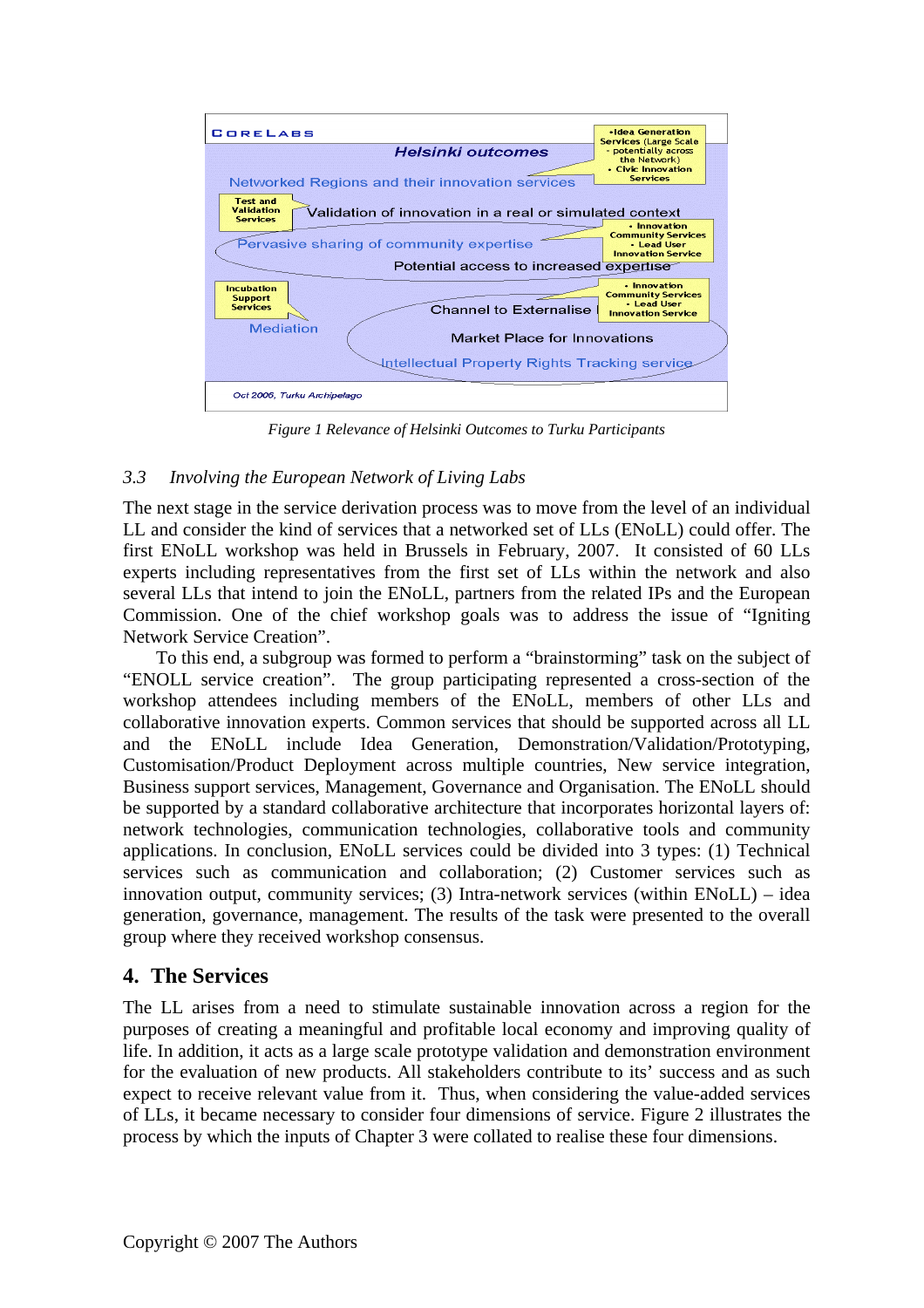Figure 1 Relevance of Helsinki Outcomes to Turku Participants

### 3.3 Involving the European Network of Living Labs

The next stage in the service derivation process was to move from the level of an individual LL and consider the kind of services that a networked set of LLs (ENoLL) could offer. The first ENoLL workshop was held in Brussels in February, 2007. It consisted of 60 LLs experts including representatives from the first set of LLs within the network and also several LLs that intend to join the ENoLL, partners from the related IPs and the European Commission. One of the chief workshop goals was to address the issue of “Igniting Network Service Creation”.

To this end, a subgroup was formed to perform a “brainstorming” task on the subject of “ENOLL service creation”. The group participating represented a cross-section of the workshop attendees including members of the ENoLL, members of other LLs and collaborative innovation experts. Common services that should be supported across all LL and the ENoLL include Idea Generation, Demonstration/Validation/Prototyping, Customisation/Product Deployment across multiple countries, New service integration, Business support services, Management, Governance and Organisation. The ENoLL should be supported by a standard collaborative architecture that incorporates horizontal layers of: network technologies, communication technologies, collaborative tools and community applications. In conclusion, ENoLL services could be divided into 3 types: (1) Technical services such as communication and collaboration; (2) Customer services such as innovation output, community services; (3) Intra-network services (within ENoLL) – idea generation, governance, management. The results of the task were presented to the overall group where they received workshop consensus.

## 4. The Services

The LL arises from a need to stimulate sustainable innovation across a region for the purposes of creating a meaningful and profitable local economy and improving quality of life. In addition, it acts as a large scale prototype validation and demonstration environment for the evaluation of new products. All stakeholders contribute to its’ success and as such expect to receive relevant value from it. Thus, when considering the value-added services of LLs, it became necessary to consider four dimensions of service. Figure 2 illustrates the process by which the inputs of Chapter 3 were collated to realise these four dimensions.

Copyright © 2007 The Authors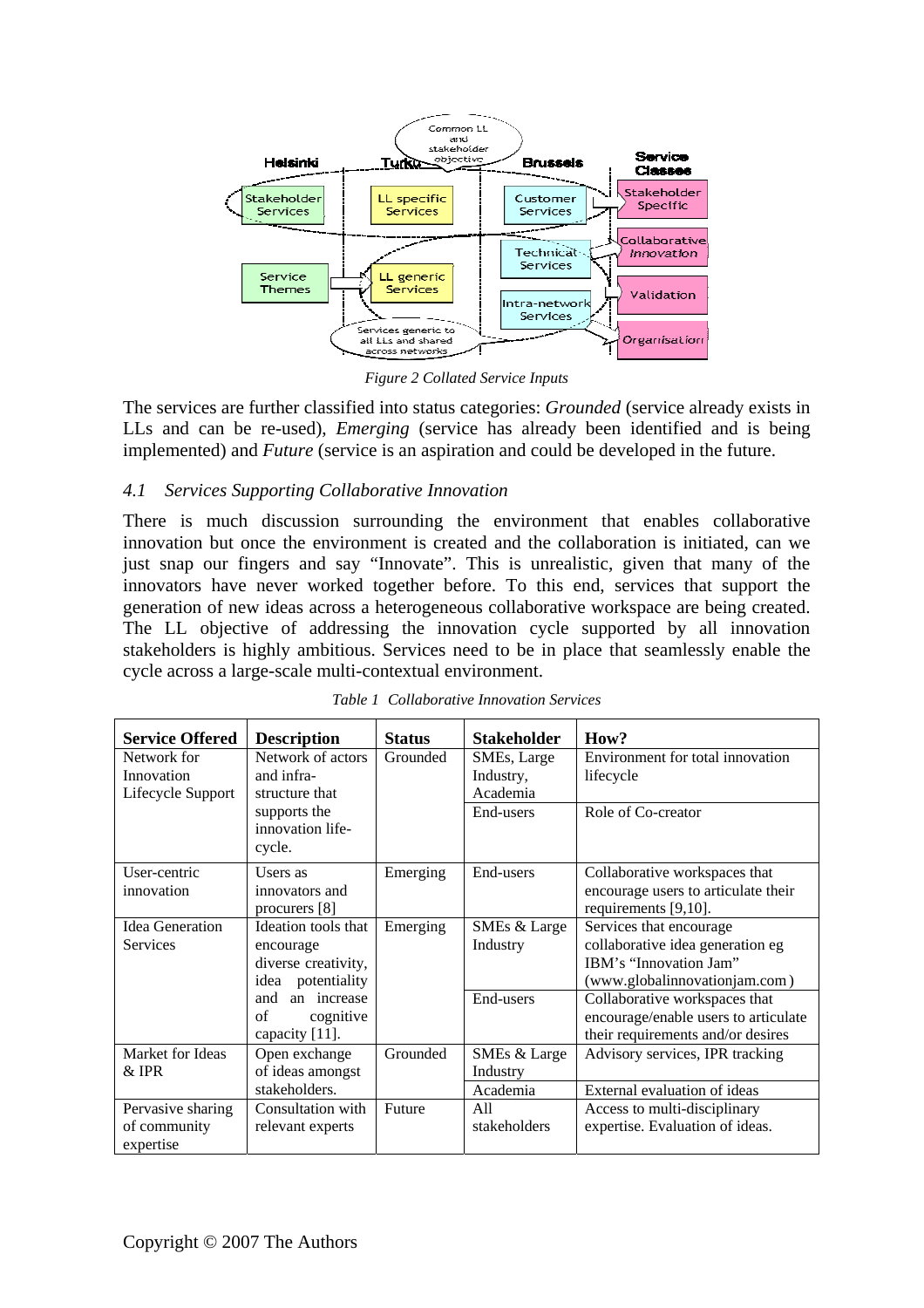Figure 2 Collated Service Inputs

The services are further classified into status categories: *Grounded* (service already exists in LLs and can be re-used), *Emerging* (service has already been identified and is being implemented) and *Future* (service is an aspiration and could be developed in the future.

### *4.1 Services Supporting Collaborative Innovation*

There is much discussion surrounding the environment that enables collaborative innovation but once the environment is created and the collaboration is initiated, can we just snap our fingers and say "Innovate". This is unrealistic, given that many of the innovators have never worked together before. To this end, services that support the generation of new ideas across a heterogeneous collaborative workspace are being created. The LL objective of addressing the innovation cycle supported by all innovation stakeholders is highly ambitious. Services need to be in place that seamlessly enable the cycle across a large-scale multi-contextual environment.

*Table 1 Collaborative Innovation Services*

| Service Offered | Description | Status | Stakeholder | How? |
|---|---|---|---|---|
| Network for Innovation Lifecycle Support | Network of actors and infra-structure that supports the innovation life-cycle. | Grounded | SMEs, Large Industry, Academia | Environment for total innovation lifecycle |
| | | | End-users | Role of Co-creator |
| User-centric innovation | Users as innovators and procurers [8] | Emerging | End-users | Collaborative workspaces that encourage users to articulate their requirements [9,10]. |
| Idea Generation Services | Ideation tools that encourage diverse creativity, idea potentiality and an increase of cognitive capacity [11]. | Emerging | SMEs & Large Industry | Services that encourage collaborative idea generation eg IBM's "Innovation Jam" (www.globalinnovationjam.com) |
| | | | End-users | Collaborative workspaces that encourage/enable users to articulate their requirements and/or desires |
| Market for Ideas & IPR | Open exchange of ideas amongst stakeholders. | Grounded | SMEs & Large Industry | Advisory services, IPR tracking |
| | | | Academia | External evaluation of ideas |
| Pervasive sharing of community expertise | Consultation with relevant experts | Future | All stakeholders | Access to multi-disciplinary expertise. Evaluation of ideas. |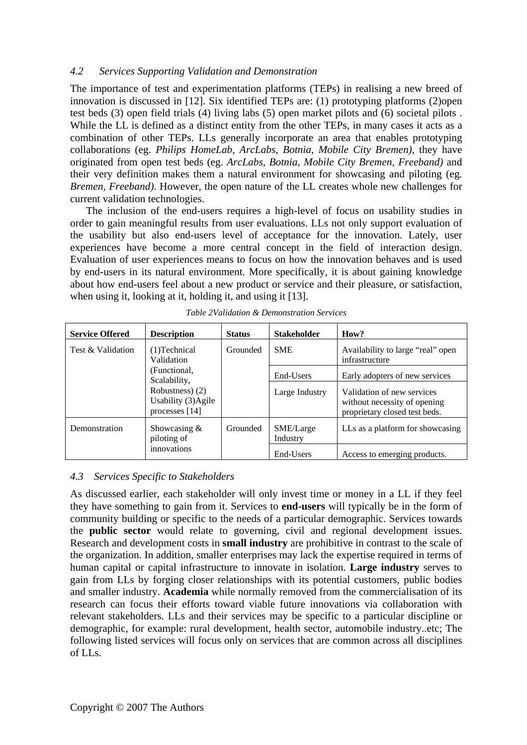### 4.2 Services Supporting Validation and Demonstration

The importance of test and experimentation platforms (TEPs) in realising a new breed of innovation is discussed in [12]. Six identified TEPs are: (1) prototyping platforms (2)open test beds (3) open field trials (4) living labs (5) open market pilots and (6) societal pilots . While the LL is defined as a distinct entity from the other TEPs, in many cases it acts as a combination of other TEPs. LLs generally incorporate an area that enables prototyping collaborations (eg. *Philips HomeLab, ArcLabs, Botnia, Mobile City Bremen)*, they have originated from open test beds (eg. *ArcLabs, Botnia, Mobile City Bremen, Freeband)* and their very definition makes them a natural environment for showcasing and piloting (eg. *Bremen, Freeband)*. However, the open nature of the LL creates whole new challenges for current validation technologies.

The inclusion of the end-users requires a high-level of focus on usability studies in order to gain meaningful results from user evaluations. LLs not only support evaluation of the usability but also end-users level of acceptance for the innovation. Lately, user experiences have become a more central concept in the field of interaction design. Evaluation of user experiences means to focus on how the innovation behaves and is used by end-users in its natural environment. More specifically, it is about gaining knowledge about how end-users feel about a new product or service and their pleasure, or satisfaction, when using it, looking at it, holding it, and using it [13].

*Table 2Validation & Demonstration Services*

| **Service Offered** | **Description** | **Status** | **Stakeholder** | **How?** |
|---|---|---|---|---|
| Test & Validation | (1)Technical Validation (Functional, Scalability, Robustness) (2) Usability (3)Agile processes [14] | Grounded | SME | Availability to large "real" open infrastructure |
| | | | End-Users | Early adopters of new services |
| | | | Large Industry | Validation of new services without necessity of opening proprietary closed test beds. |
| Demonstration | Showcasing & piloting of innovations | Grounded | SME/Large Industry | LLs as a platform for showcasing |
| | | | End-Users | Access to emerging products. |

### 4.3 Services Specific to Stakeholders

As discussed earlier, each stakeholder will only invest time or money in a LL if they feel they have something to gain from it. Services to **end-users** will typically be in the form of community building or specific to the needs of a particular demographic. Services towards the **public sector** would relate to governing, civil and regional development issues. Research and development costs in **small industry** are prohibitive in contrast to the scale of the organization. In addition, smaller enterprises may lack the expertise required in terms of human capital or capital infrastructure to innovate in isolation. **Large industry** serves to gain from LLs by forging closer relationships with its potential customers, public bodies and smaller industry. **Academia** while normally removed from the commercialisation of its research can focus their efforts toward viable future innovations via collaboration with relevant stakeholders. LLs and their services may be specific to a particular discipline or demographic, for example: rural development, health sector, automobile industry..etc; The following listed services will focus only on services that are common across all disciplines of LLs.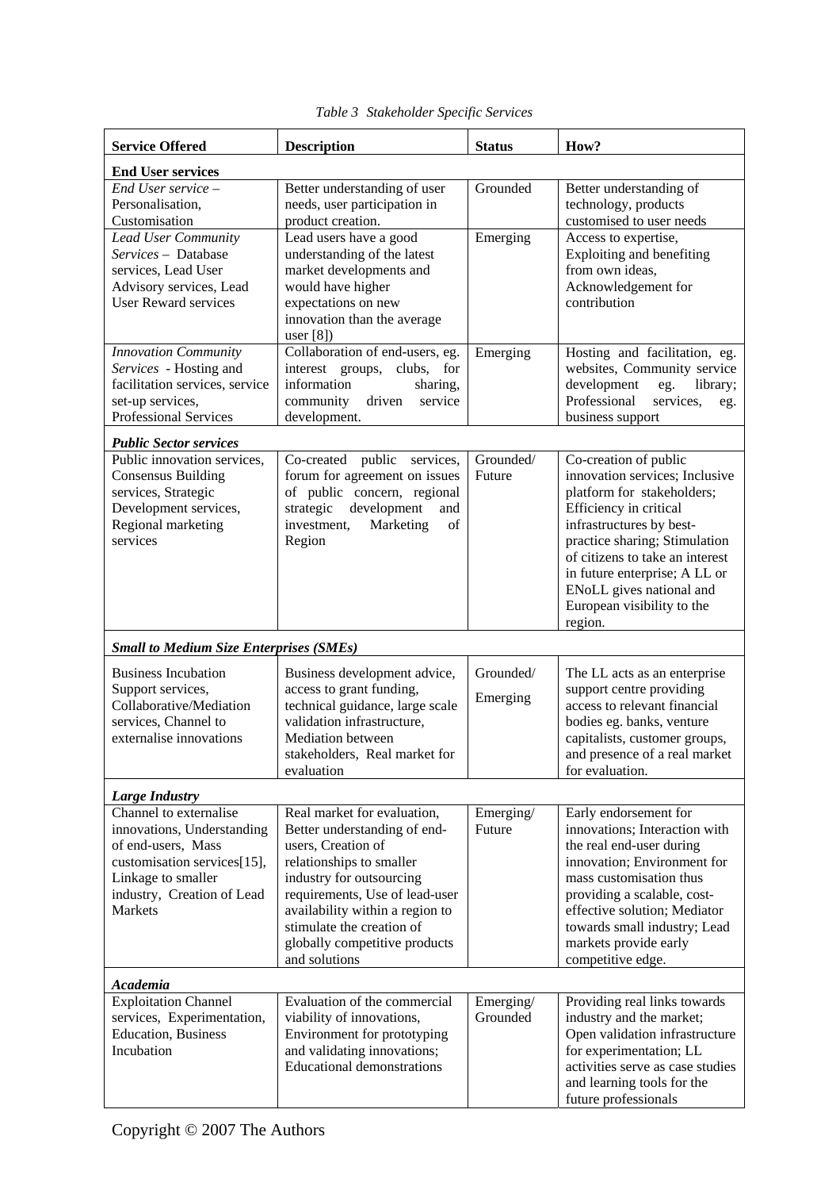*Table 3  Stakeholder Specific Services*

| Service Offered | Description | Status | How? |
|---|---|---|---|
| **End User services** | | | |
| *End User service –* Personalisation, Customisation | Better understanding of user needs, user participation in product creation. | Grounded | Better understanding of technology, products customised to user needs |
| *Lead User Community Services –* Database services, Lead User Advisory services, Lead User Reward services | Lead users have a good understanding of the latest market developments and would have higher expectations on new innovation than the average user [8]) | Emerging | Access to expertise, Exploiting and benefiting from own ideas, Acknowledgement for contribution |
| *Innovation Community Services* - Hosting and facilitation services, service set-up services, Professional Services | Collaboration of end-users, eg. interest groups, clubs, for information sharing, community driven service development. | Emerging | Hosting and facilitation, eg. websites, Community service development eg. library; Professional services, eg. business support |
| ***Public Sector services*** | | | |
| Public innovation services, Consensus Building services, Strategic Development services, Regional marketing services | Co-created public services, forum for agreement on issues of public concern, regional strategic development and investment, Marketing of Region | Grounded/ Future | Co-creation of public innovation services; Inclusive platform for stakeholders; Efficiency in critical infrastructures by best-practice sharing; Stimulation of citizens to take an interest in future enterprise; A LL or ENoLL gives national and European visibility to the region. |
| ***Small to Medium Size Enterprises (SMEs)*** | | | |
| Business Incubation Support services, Collaborative/Mediation services, Channel to externalise innovations | Business development advice, access to grant funding, technical guidance, large scale validation infrastructure, Mediation between stakeholders, Real market for evaluation | Grounded/ Emerging | The LL acts as an enterprise support centre providing access to relevant financial bodies eg. banks, venture capitalists, customer groups, and presence of a real market for evaluation. |
| ***Large Industry*** | | | |
| Channel to externalise innovations, Understanding of end-users, Mass customisation services[15], Linkage to smaller industry, Creation of Lead Markets | Real market for evaluation, Better understanding of end-users, Creation of relationships to smaller industry for outsourcing requirements, Use of lead-user availability within a region to stimulate the creation of globally competitive products and solutions | Emerging/ Future | Early endorsement for innovations; Interaction with the real end-user during innovation; Environment for mass customisation thus providing a scalable, cost-effective solution; Mediator towards small industry; Lead markets provide early competitive edge. |
| ***Academia*** | | | |
| Exploitation Channel services, Experimentation, Education, Business Incubation | Evaluation of the commercial viability of innovations, Environment for prototyping and validating innovations; Educational demonstrations | Emerging/ Grounded | Providing real links towards industry and the market; Open validation infrastructure for experimentation; LL activities serve as case studies and learning tools for the future professionals |

Copyright © 2007 The Authors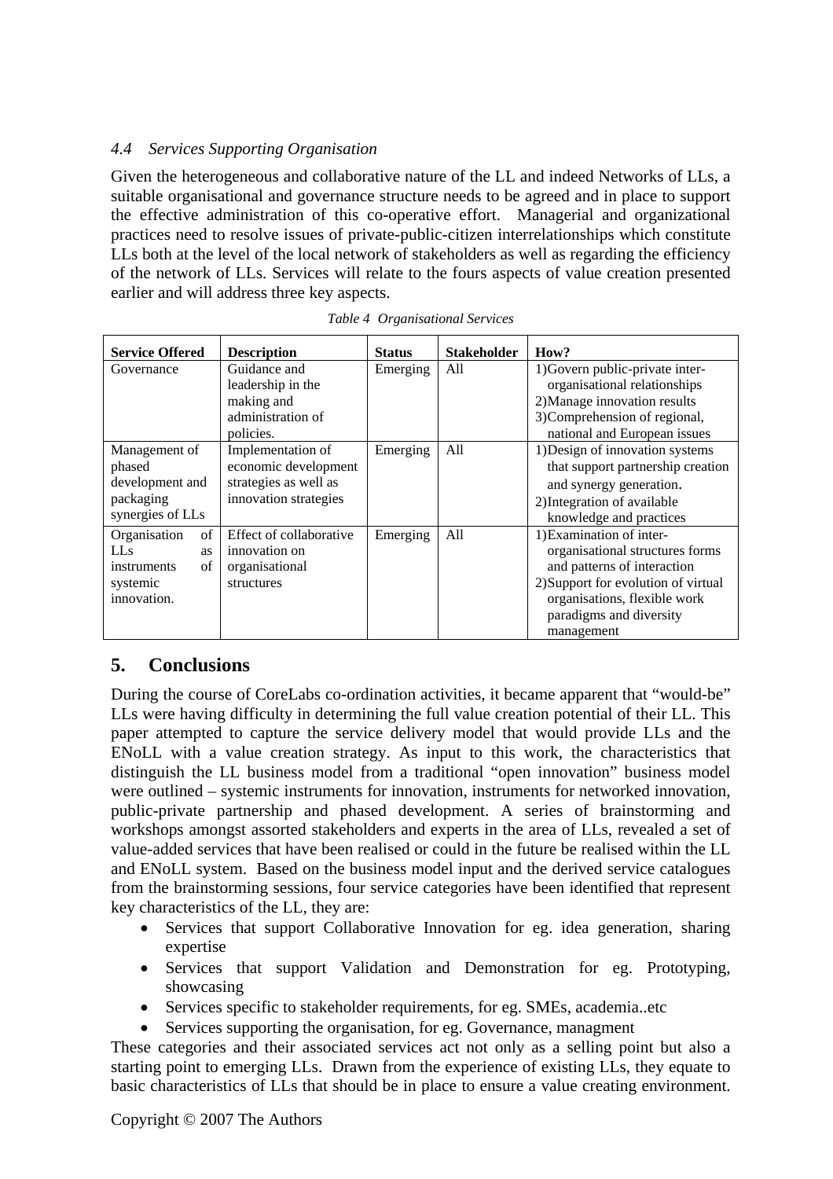### *4.4 Services Supporting Organisation*

Given the heterogeneous and collaborative nature of the LL and indeed Networks of LLs, a suitable organisational and governance structure needs to be agreed and in place to support the effective administration of this co-operative effort. Managerial and organizational practices need to resolve issues of private-public-citizen interrelationships which constitute LLs both at the level of the local network of stakeholders as well as regarding the efficiency of the network of LLs. Services will relate to the fours aspects of value creation presented earlier and will address three key aspects.

*Table 4 Organisational Services*

| Service Offered | Description | Status | Stakeholder | How? |
|---|---|---|---|---|
| Governance | Guidance and leadership in the making and administration of policies. | Emerging | All | 1)Govern public-private inter-organisational relationships<br>2)Manage innovation results<br>3)Comprehension of regional, national and European issues |
| Management of phased development and packaging synergies of LLs | Implementation of economic development strategies as well as innovation strategies | Emerging | All | 1)Design of innovation systems that support partnership creation and synergy generation.<br>2)Integration of available knowledge and practices |
| Organisation of LLs as instruments of systemic innovation. | Effect of collaborative innovation on organisational structures | Emerging | All | 1)Examination of inter-organisational structures forms and patterns of interaction<br>2)Support for evolution of virtual organisations, flexible work paradigms and diversity management |

## 5. Conclusions

During the course of CoreLabs co-ordination activities, it became apparent that "would-be" LLs were having difficulty in determining the full value creation potential of their LL. This paper attempted to capture the service delivery model that would provide LLs and the ENoLL with a value creation strategy. As input to this work, the characteristics that distinguish the LL business model from a traditional "open innovation" business model were outlined – systemic instruments for innovation, instruments for networked innovation, public-private partnership and phased development. A series of brainstorming and workshops amongst assorted stakeholders and experts in the area of LLs, revealed a set of value-added services that have been realised or could in the future be realised within the LL and ENoLL system. Based on the business model input and the derived service catalogues from the brainstorming sessions, four service categories have been identified that represent key characteristics of the LL, they are:

- Services that support Collaborative Innovation for eg. idea generation, sharing expertise
- Services that support Validation and Demonstration for eg. Prototyping, showcasing
- Services specific to stakeholder requirements, for eg. SMEs, academia..etc
- Services supporting the organisation, for eg. Governance, managment

These categories and their associated services act not only as a selling point but also a starting point to emerging LLs. Drawn from the experience of existing LLs, they equate to basic characteristics of LLs that should be in place to ensure a value creating environment.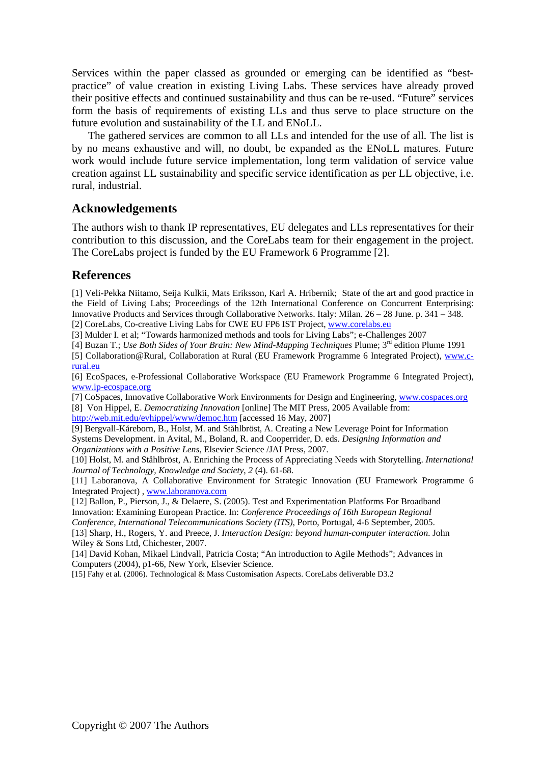Services within the paper classed as grounded or emerging can be identified as "best-practice" of value creation in existing Living Labs. These services have already proved their positive effects and continued sustainability and thus can be re-used. "Future" services form the basis of requirements of existing LLs and thus serve to place structure on the future evolution and sustainability of the LL and ENoLL.

The gathered services are common to all LLs and intended for the use of all. The list is by no means exhaustive and will, no doubt, be expanded as the ENoLL matures. Future work would include future service implementation, long term validation of service value creation against LL sustainability and specific service identification as per LL objective, i.e. rural, industrial.

## Acknowledgements

The authors wish to thank IP representatives, EU delegates and LLs representatives for their contribution to this discussion, and the CoreLabs team for their engagement in the project. The CoreLabs project is funded by the EU Framework 6 Programme [2].

## References

[1] Veli-Pekka Niitamo, Seija Kulkii, Mats Eriksson, Karl A. Hribernik; State of the art and good practice in the Field of Living Labs; Proceedings of the 12th International Conference on Concurrent Enterprising: Innovative Products and Services through Collaborative Networks. Italy: Milan. 26 – 28 June. p. 341 – 348.

[2] CoreLabs, Co-creative Living Labs for CWE EU FP6 IST Project, www.corelabs.eu

[3] Mulder I. et al; "Towards harmonized methods and tools for Living Labs"; e-Challenges 2007

[4] Buzan T.; *Use Both Sides of Your Brain: New Mind-Mapping Techniques* Plume; 3rd edition Plume 1991

[5] Collaboration@Rural, Collaboration at Rural (EU Framework Programme 6 Integrated Project), www.c-rural.eu

[6] EcoSpaces, e-Professional Collaborative Workspace (EU Framework Programme 6 Integrated Project), www.ip-ecospace.org

[7] CoSpaces, Innovative Collaborative Work Environments for Design and Engineering, www.cospaces.org

[8] Von Hippel, E. *Democratizing Innovation* [online] The MIT Press, 2005 Available from: http://web.mit.edu/evhippel/www/democ.htm [accessed 16 May, 2007]

[9] Bergvall-Kåreborn, B., Holst, M. and Ståhlbröst, A. Creating a New Leverage Point for Information Systems Development. in Avital, M., Boland, R. and Cooperrider, D. eds. *Designing Information and Organizations with a Positive Lens*, Elsevier Science /JAI Press, 2007.

[10] Holst, M. and Ståhlbröst, A. Enriching the Process of Appreciating Needs with Storytelling. *International Journal of Technology, Knowledge and Society*, *2* (4). 61-68.

[11] Laboranova, A Collaborative Environment for Strategic Innovation (EU Framework Programme 6 Integrated Project) , www.laboranova.com

[12] Ballon, P., Pierson, J., & Delaere, S. (2005). Test and Experimentation Platforms For Broadband Innovation: Examining European Practice. In: *Conference Proceedings of 16th European Regional Conference, International Telecommunications Society (ITS)*, Porto, Portugal, 4-6 September, 2005.

[13] Sharp, H., Rogers, Y. and Preece, J. *Interaction Design: beyond human-computer interaction*. John Wiley & Sons Ltd, Chichester, 2007.

[14] David Kohan, Mikael Lindvall, Patricia Costa; "An introduction to Agile Methods"; Advances in Computers (2004), p1-66, New York, Elsevier Science.

[15] Fahy et al. (2006). Technological & Mass Customisation Aspects. CoreLabs deliverable D3.2

Copyright © 2007 The Authors